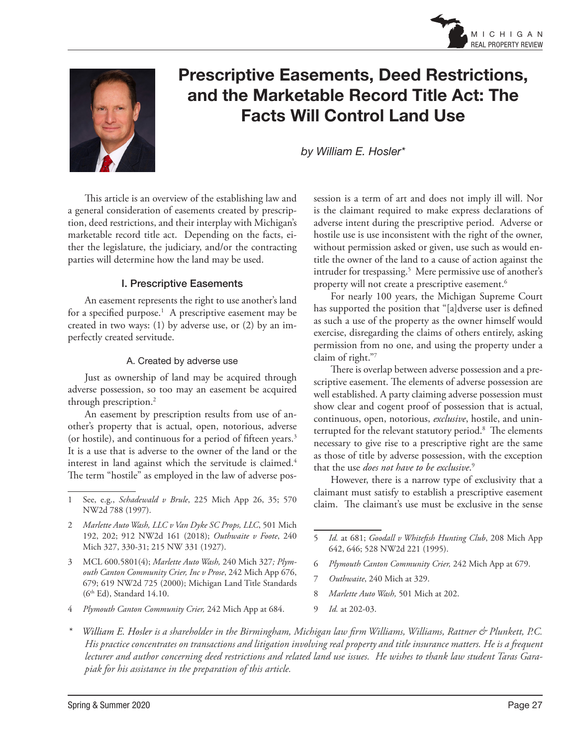# Prescriptive Easements, Deed Restrictions, and the Marketable Record Title Act: The Facts Will Control Land Use

*by William E. Hosler\**

This article is an overview of the establishing law and a general consideration of easements created by prescription, deed restrictions, and their interplay with Michigan's marketable record title act. Depending on the facts, either the legislature, the judiciary, and/or the contracting parties will determine how the land may be used.

## I. Prescriptive Easements

An easement represents the right to use another's land for a specified purpose.[1] A prescriptive easement may be created in two ways: (1) by adverse use, or (2) by an imperfectly created servitude.

### A. Created by adverse use

Just as ownership of land may be acquired through adverse possession, so too may an easement be acquired through prescription.[2]

An easement by prescription results from use of another's property that is actual, open, notorious, adverse (or hostile), and continuous for a period of fifteen years.[3] It is a use that is adverse to the owner of the land or the interest in land against which the servitude is claimed.[4] The term "hostile" as employed in the law of adverse possession is a term of art and does not imply ill will. Nor is the claimant required to make express declarations of adverse intent during the prescriptive period. Adverse or hostile use is use inconsistent with the right of the owner, without permission asked or given, use such as would entitle the owner of the land to a cause of action against the intruder for trespassing.[5] Mere permissive use of another's property will not create a prescriptive easement.[6]

For nearly 100 years, the Michigan Supreme Court has supported the position that "[a]dverse user is defined as such a use of the property as the owner himself would exercise, disregarding the claims of others entirely, asking permission from no one, and using the property under a claim of right."[7]

There is overlap between adverse possession and a prescriptive easement. The elements of adverse possession are well established. A party claiming adverse possession must show clear and cogent proof of possession that is actual, continuous, open, notorious, *exclusive*, hostile, and uninterrupted for the relevant statutory period.[8] The elements necessary to give rise to a prescriptive right are the same as those of title by adverse possession, with the exception that the use *does not have to be exclusive*.[9]

However, there is a narrow type of exclusivity that a claimant must satisfy to establish a prescriptive easement claim. The claimant's use must be exclusive in the sense

---

1 See, e.g., *Schadewald v Brule*, 225 Mich App 26, 35; 570 NW2d 788 (1997).

2 *Marlette Auto Wash, LLC v Van Dyke SC Props, LLC*, 501 Mich 192, 202; 912 NW2d 161 (2018); *Outhwaite v Foote*, 240 Mich 327, 330-31; 215 NW 331 (1927).

3 MCL 600.5801(4); *Marlette Auto Wash,* 240 Mich 327*; Plymouth Canton Community Crier, Inc v Prose*, 242 Mich App 676, 679; 619 NW2d 725 (2000); Michigan Land Title Standards (6th Ed), Standard 14.10.

4 *Plymouth Canton Community Crier,* 242 Mich App at 684.

5 *Id.* at 681; *Goodall v Whitefish Hunting Club*, 208 Mich App 642, 646; 528 NW2d 221 (1995).

6 *Plymouth Canton Community Crier,* 242 Mich App at 679.

7 *Outhwaite*, 240 Mich at 329.

8 *Marlette Auto Wash,* 501 Mich at 202.

9 *Id.* at 202-03.

\* *William E. Hosler is a shareholder in the Birmingham, Michigan law firm Williams, Williams, Rattner & Plunkett, P.C. His practice concentrates on transactions and litigation involving real property and title insurance matters. He is a frequent lecturer and author concerning deed restrictions and related land use issues. He wishes to thank law student Taras Garapiak for his assistance in the preparation of this article.*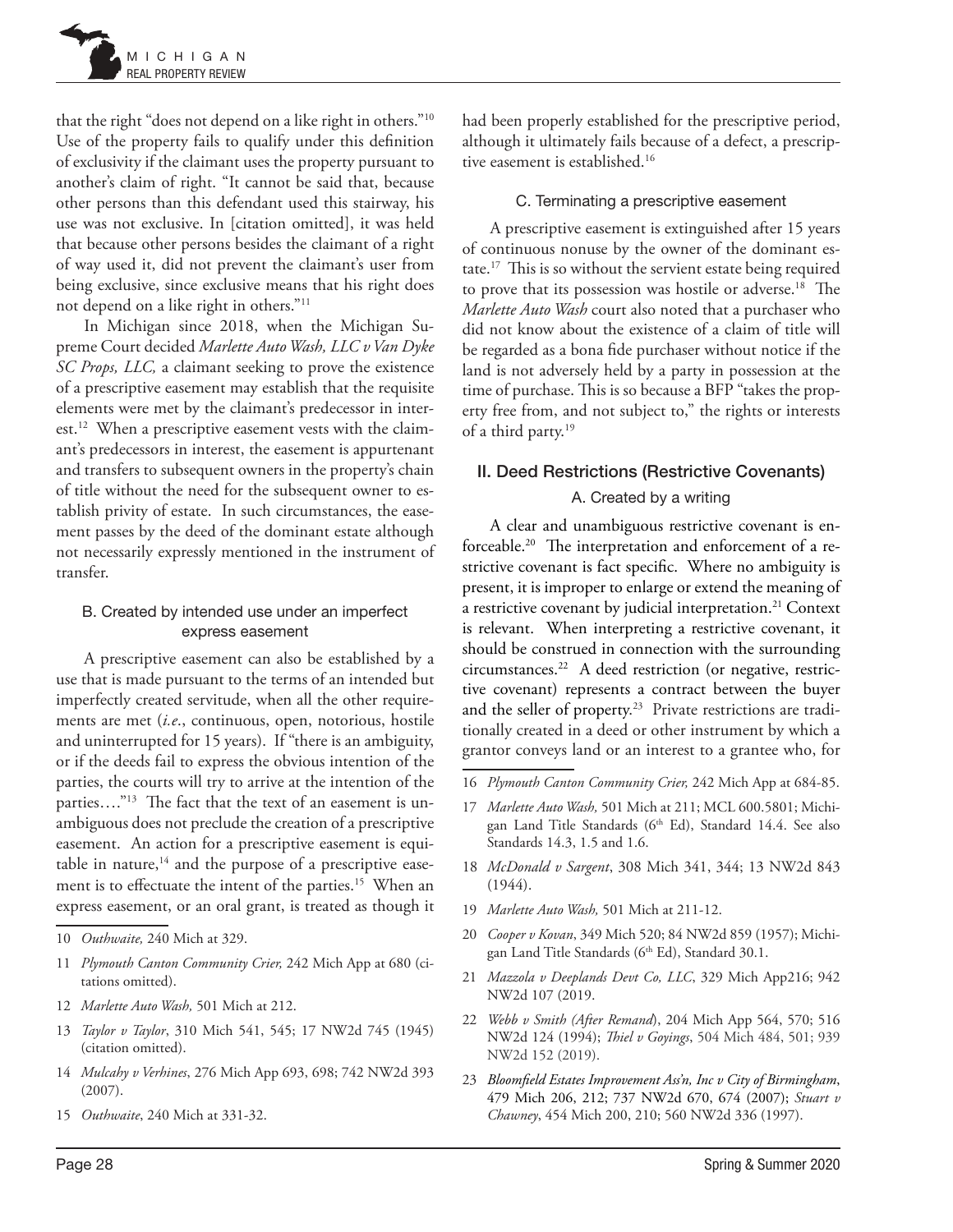that the right "does not depend on a like right in others."[10] Use of the property fails to qualify under this definition of exclusivity if the claimant uses the property pursuant to another's claim of right. "It cannot be said that, because other persons than this defendant used this stairway, his use was not exclusive. In [citation omitted], it was held that because other persons besides the claimant of a right of way used it, did not prevent the claimant's user from being exclusive, since exclusive means that his right does not depend on a like right in others."[11]

In Michigan since 2018, when the Michigan Supreme Court decided *Marlette Auto Wash, LLC v Van Dyke SC Props, LLC,* a claimant seeking to prove the existence of a prescriptive easement may establish that the requisite elements were met by the claimant's predecessor in interest.[12] When a prescriptive easement vests with the claimant's predecessors in interest, the easement is appurtenant and transfers to subsequent owners in the property's chain of title without the need for the subsequent owner to establish privity of estate. In such circumstances, the easement passes by the deed of the dominant estate although not necessarily expressly mentioned in the instrument of transfer.

### B. Created by intended use under an imperfect express easement

A prescriptive easement can also be established by a use that is made pursuant to the terms of an intended but imperfectly created servitude, when all the other requirements are met (*i.e*., continuous, open, notorious, hostile and uninterrupted for 15 years). If "there is an ambiguity, or if the deeds fail to express the obvious intention of the parties, the courts will try to arrive at the intention of the parties…."[13] The fact that the text of an easement is unambiguous does not preclude the creation of a prescriptive easement. An action for a prescriptive easement is equitable in nature,[14] and the purpose of a prescriptive easement is to effectuate the intent of the parties.[15] When an express easement, or an oral grant, is treated as though it had been properly established for the prescriptive period, although it ultimately fails because of a defect, a prescriptive easement is established.[16]

### C. Terminating a prescriptive easement

A prescriptive easement is extinguished after 15 years of continuous nonuse by the owner of the dominant estate.[17] This is so without the servient estate being required to prove that its possession was hostile or adverse.[18] The *Marlette Auto Wash* court also noted that a purchaser who did not know about the existence of a claim of title will be regarded as a bona fide purchaser without notice if the land is not adversely held by a party in possession at the time of purchase. This is so because a BFP "takes the property free from, and not subject to," the rights or interests of a third party.[19]

## II. Deed Restrictions (Restrictive Covenants)

### A. Created by a writing

A clear and unambiguous restrictive covenant is enforceable.[20] The interpretation and enforcement of a restrictive covenant is fact specific. Where no ambiguity is present, it is improper to enlarge or extend the meaning of a restrictive covenant by judicial interpretation.[21] Context is relevant. When interpreting a restrictive covenant, it should be construed in connection with the surrounding circumstances.[22] A deed restriction (or negative, restrictive covenant) represents a contract between the buyer and the seller of property.[23] Private restrictions are traditionally created in a deed or other instrument by which a grantor conveys land or an interest to a grantee who, for

---

10 *Outhwaite,* 240 Mich at 329.

11 *Plymouth Canton Community Crier,* 242 Mich App at 680 (citations omitted).

12 *Marlette Auto Wash,* 501 Mich at 212.

13 *Taylor v Taylor*, 310 Mich 541, 545; 17 NW2d 745 (1945) (citation omitted).

14 *Mulcahy v Verhines*, 276 Mich App 693, 698; 742 NW2d 393 (2007).

15 *Outhwaite*, 240 Mich at 331-32.

16 *Plymouth Canton Community Crier,* 242 Mich App at 684-85.

17 *Marlette Auto Wash,* 501 Mich at 211; MCL 600.5801; Michigan Land Title Standards (6th Ed), Standard 14.4. See also Standards 14.3, 1.5 and 1.6.

18 *McDonald v Sargent*, 308 Mich 341, 344; 13 NW2d 843 (1944).

19 *Marlette Auto Wash,* 501 Mich at 211-12.

20 *Cooper v Kovan*, 349 Mich 520; 84 NW2d 859 (1957); Michigan Land Title Standards (6th Ed), Standard 30.1.

21 *Mazzola v Deeplands Devt Co, LLC*, 329 Mich App216; 942 NW2d 107 (2019.

22 *Webb v Smith (After Remand*), 204 Mich App 564, 570; 516 NW2d 124 (1994); *Thiel v Goyings*, 504 Mich 484, 501; 939 NW2d 152 (2019).

23 *Bloomfield Estates Improvement Ass'n, Inc v City of Birmingham*, 479 Mich 206, 212; 737 NW2d 670, 674 (2007); *Stuart v Chawney*, 454 Mich 200, 210; 560 NW2d 336 (1997).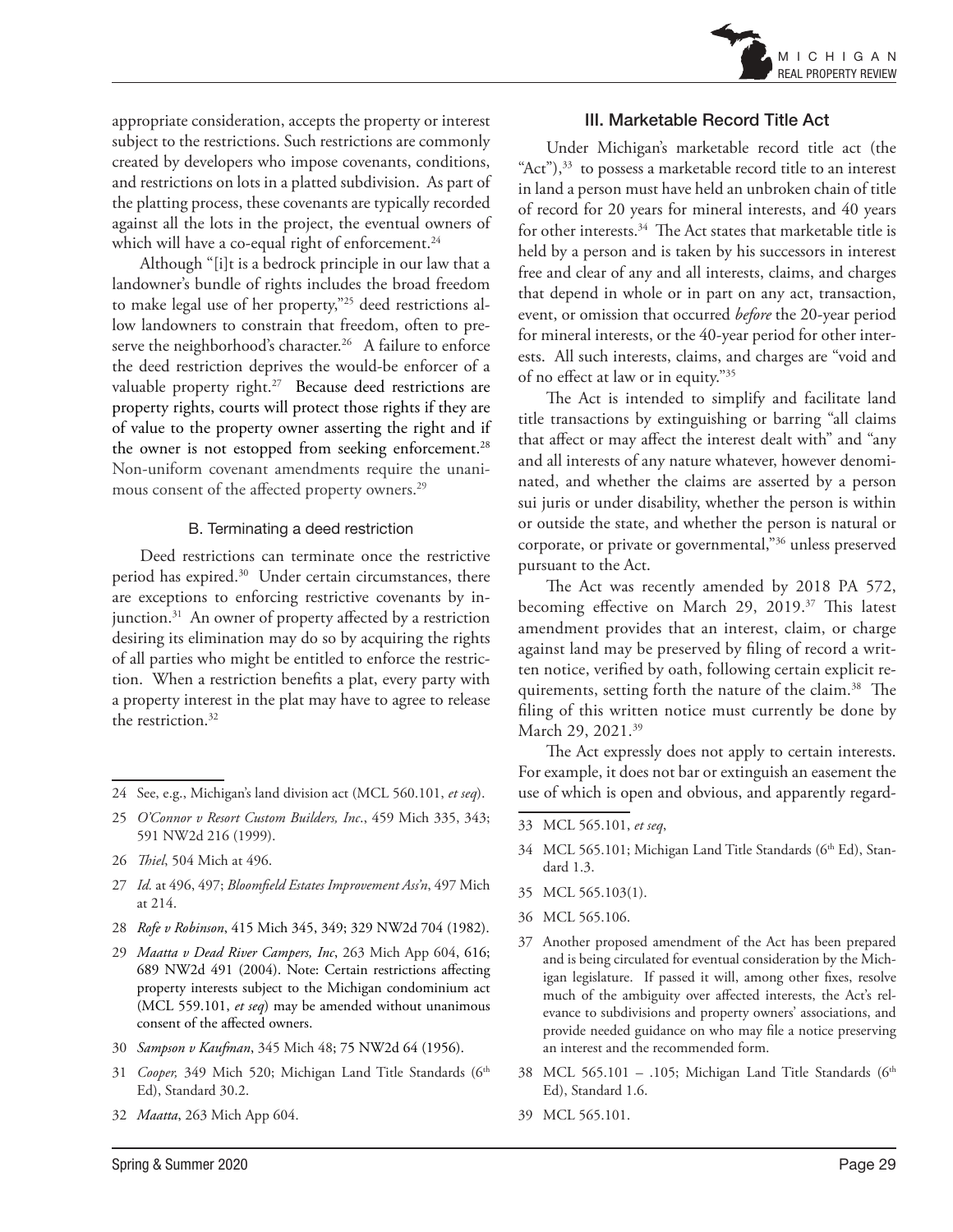appropriate consideration, accepts the property or interest subject to the restrictions. Such restrictions are commonly created by developers who impose covenants, conditions, and restrictions on lots in a platted subdivision. As part of the platting process, these covenants are typically recorded against all the lots in the project, the eventual owners of which will have a co-equal right of enforcement.[24]

Although "[i]t is a bedrock principle in our law that a landowner's bundle of rights includes the broad freedom to make legal use of her property,"[25] deed restrictions allow landowners to constrain that freedom, often to preserve the neighborhood's character.[26] A failure to enforce the deed restriction deprives the would-be enforcer of a valuable property right.[27] Because deed restrictions are property rights, courts will protect those rights if they are of value to the property owner asserting the right and if the owner is not estopped from seeking enforcement.[28] Non-uniform covenant amendments require the unanimous consent of the affected property owners.[29]

### B. Terminating a deed restriction

Deed restrictions can terminate once the restrictive period has expired.[30] Under certain circumstances, there are exceptions to enforcing restrictive covenants by injunction.[31] An owner of property affected by a restriction desiring its elimination may do so by acquiring the rights of all parties who might be entitled to enforce the restriction. When a restriction benefits a plat, every party with a property interest in the plat may have to agree to release the restriction.[32]

## III. Marketable Record Title Act

Under Michigan's marketable record title act (the "Act"),[33] to possess a marketable record title to an interest in land a person must have held an unbroken chain of title of record for 20 years for mineral interests, and 40 years for other interests.[34] The Act states that marketable title is held by a person and is taken by his successors in interest free and clear of any and all interests, claims, and charges that depend in whole or in part on any act, transaction, event, or omission that occurred *before* the 20-year period for mineral interests, or the 40-year period for other interests. All such interests, claims, and charges are "void and of no effect at law or in equity."[35]

The Act is intended to simplify and facilitate land title transactions by extinguishing or barring "all claims that affect or may affect the interest dealt with" and "any and all interests of any nature whatever, however denominated, and whether the claims are asserted by a person sui juris or under disability, whether the person is within or outside the state, and whether the person is natural or corporate, or private or governmental,"[36] unless preserved pursuant to the Act.

The Act was recently amended by 2018 PA 572, becoming effective on March 29, 2019.[37] This latest amendment provides that an interest, claim, or charge against land may be preserved by filing of record a written notice, verified by oath, following certain explicit requirements, setting forth the nature of the claim.[38] The filing of this written notice must currently be done by March 29, 2021.[39]

The Act expressly does not apply to certain interests. For example, it does not bar or extinguish an easement the use of which is open and obvious, and apparently regard-

---

24 See, e.g., Michigan's land division act (MCL 560.101, *et seq*).

25 *O'Connor v Resort Custom Builders, Inc*., 459 Mich 335, 343; 591 NW2d 216 (1999).

26 *Thiel*, 504 Mich at 496.

27 *Id.* at 496, 497; *Bloomfield Estates Improvement Ass'n*, 497 Mich at 214.

28 *Rofe v Robinson*, 415 Mich 345, 349; 329 NW2d 704 (1982).

29 *Maatta v Dead River Campers, Inc*, 263 Mich App 604, 616; 689 NW2d 491 (2004). Note: Certain restrictions affecting property interests subject to the Michigan condominium act (MCL 559.101, *et seq*) may be amended without unanimous consent of the affected owners.

30 *Sampson v Kaufman*, 345 Mich 48; 75 NW2d 64 (1956).

31 *Cooper,* 349 Mich 520; Michigan Land Title Standards (6th Ed), Standard 30.2.

32 *Maatta*, 263 Mich App 604.

33 MCL 565.101, *et seq*,

34 MCL 565.101; Michigan Land Title Standards (6th Ed), Standard 1.3.

35 MCL 565.103(1).

36 MCL 565.106.

37 Another proposed amendment of the Act has been prepared and is being circulated for eventual consideration by the Michigan legislature. If passed it will, among other fixes, resolve much of the ambiguity over affected interests, the Act's relevance to subdivisions and property owners' associations, and provide needed guidance on who may file a notice preserving an interest and the recommended form.

38 MCL 565.101 – .105; Michigan Land Title Standards (6th Ed), Standard 1.6.

39 MCL 565.101.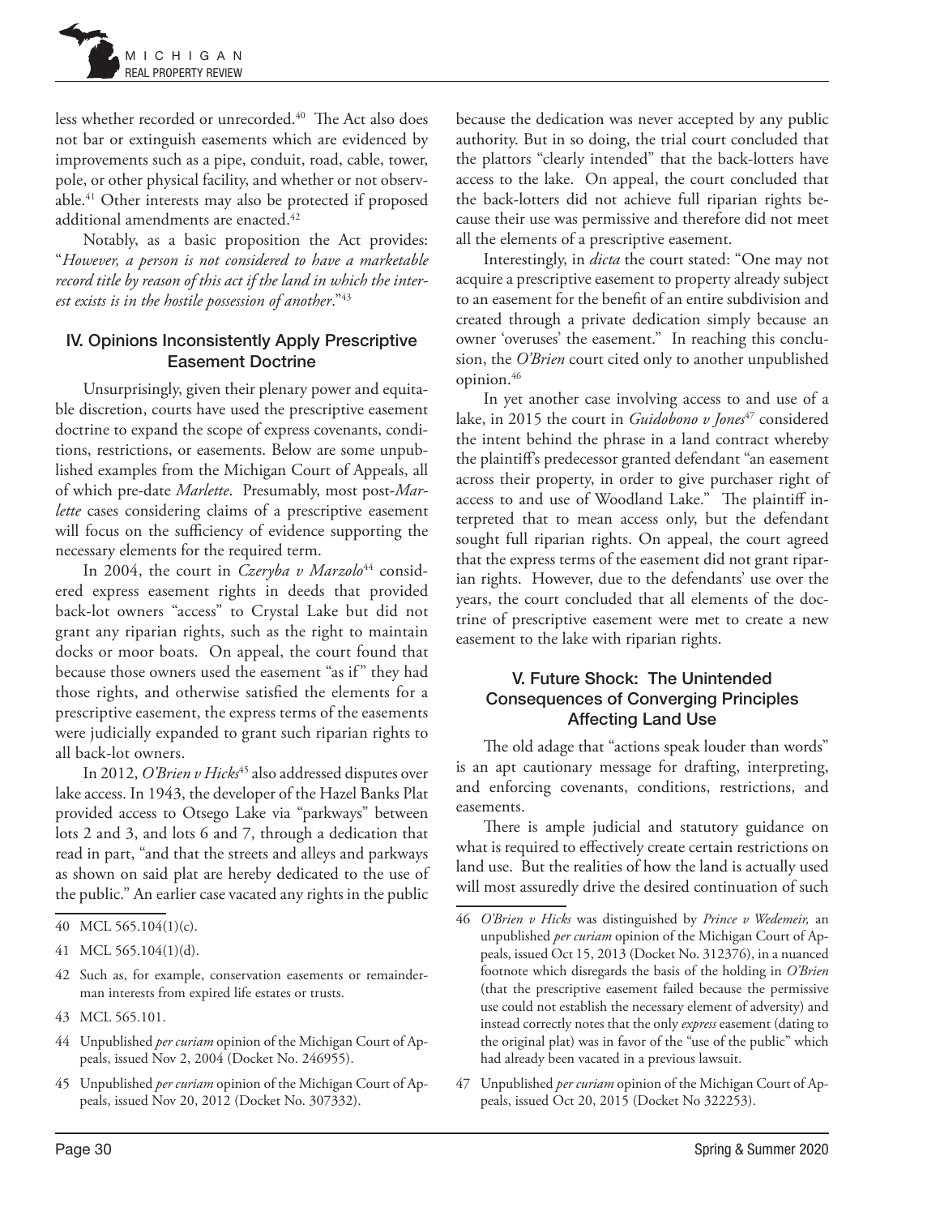less whether recorded or unrecorded.[40] The Act also does not bar or extinguish easements which are evidenced by improvements such as a pipe, conduit, road, cable, tower, pole, or other physical facility, and whether or not observable.[41] Other interests may also be protected if proposed additional amendments are enacted.[42]

Notably, as a basic proposition the Act provides: "*However, a person is not considered to have a marketable record title by reason of this act if the land in which the interest exists is in the hostile possession of another*."[43]

## IV. Opinions Inconsistently Apply Prescriptive Easement Doctrine

Unsurprisingly, given their plenary power and equitable discretion, courts have used the prescriptive easement doctrine to expand the scope of express covenants, conditions, restrictions, or easements. Below are some unpublished examples from the Michigan Court of Appeals, all of which pre-date *Marlette*. Presumably, most post-*Marlette* cases considering claims of a prescriptive easement will focus on the sufficiency of evidence supporting the necessary elements for the required term.

In 2004, the court in *Czeryba v Marzolo*[44] considered express easement rights in deeds that provided back-lot owners "access" to Crystal Lake but did not grant any riparian rights, such as the right to maintain docks or moor boats. On appeal, the court found that because those owners used the easement "as if" they had those rights, and otherwise satisfied the elements for a prescriptive easement, the express terms of the easements were judicially expanded to grant such riparian rights to all back-lot owners.

In 2012, *O'Brien v Hicks*[45] also addressed disputes over lake access. In 1943, the developer of the Hazel Banks Plat provided access to Otsego Lake via "parkways" between lots 2 and 3, and lots 6 and 7, through a dedication that read in part, "and that the streets and alleys and parkways as shown on said plat are hereby dedicated to the use of the public." An earlier case vacated any rights in the public because the dedication was never accepted by any public authority. But in so doing, the trial court concluded that the plattors "clearly intended" that the back-lotters have access to the lake. On appeal, the court concluded that the back-lotters did not achieve full riparian rights because their use was permissive and therefore did not meet all the elements of a prescriptive easement.

Interestingly, in *dicta* the court stated: "One may not acquire a prescriptive easement to property already subject to an easement for the benefit of an entire subdivision and created through a private dedication simply because an owner 'overuses' the easement." In reaching this conclusion, the *O'Brien* court cited only to another unpublished opinion.[46]

In yet another case involving access to and use of a lake, in 2015 the court in *Guidobono v Jones*[47] considered the intent behind the phrase in a land contract whereby the plaintiff's predecessor granted defendant "an easement across their property, in order to give purchaser right of access to and use of Woodland Lake." The plaintiff interpreted that to mean access only, but the defendant sought full riparian rights. On appeal, the court agreed that the express terms of the easement did not grant riparian rights. However, due to the defendants' use over the years, the court concluded that all elements of the doctrine of prescriptive easement were met to create a new easement to the lake with riparian rights.

## V. Future Shock: The Unintended Consequences of Converging Principles Affecting Land Use

The old adage that "actions speak louder than words" is an apt cautionary message for drafting, interpreting, and enforcing covenants, conditions, restrictions, and easements.

There is ample judicial and statutory guidance on what is required to effectively create certain restrictions on land use. But the realities of how the land is actually used will most assuredly drive the desired continuation of such

---

40 MCL 565.104(1)(c).

41 MCL 565.104(1)(d).

42 Such as, for example, conservation easements or remainderman interests from expired life estates or trusts.

43 MCL 565.101.

44 Unpublished *per curiam* opinion of the Michigan Court of Appeals, issued Nov 2, 2004 (Docket No. 246955).

45 Unpublished *per curiam* opinion of the Michigan Court of Appeals, issued Nov 20, 2012 (Docket No. 307332).

46 *O'Brien v Hicks* was distinguished by *Prince v Wedemeir,* an unpublished *per curiam* opinion of the Michigan Court of Appeals, issued Oct 15, 2013 (Docket No. 312376), in a nuanced footnote which disregards the basis of the holding in *O'Brien* (that the prescriptive easement failed because the permissive use could not establish the necessary element of adversity) and instead correctly notes that the only *express* easement (dating to the original plat) was in favor of the "use of the public" which had already been vacated in a previous lawsuit.

47 Unpublished *per curiam* opinion of the Michigan Court of Appeals, issued Oct 20, 2015 (Docket No 322253).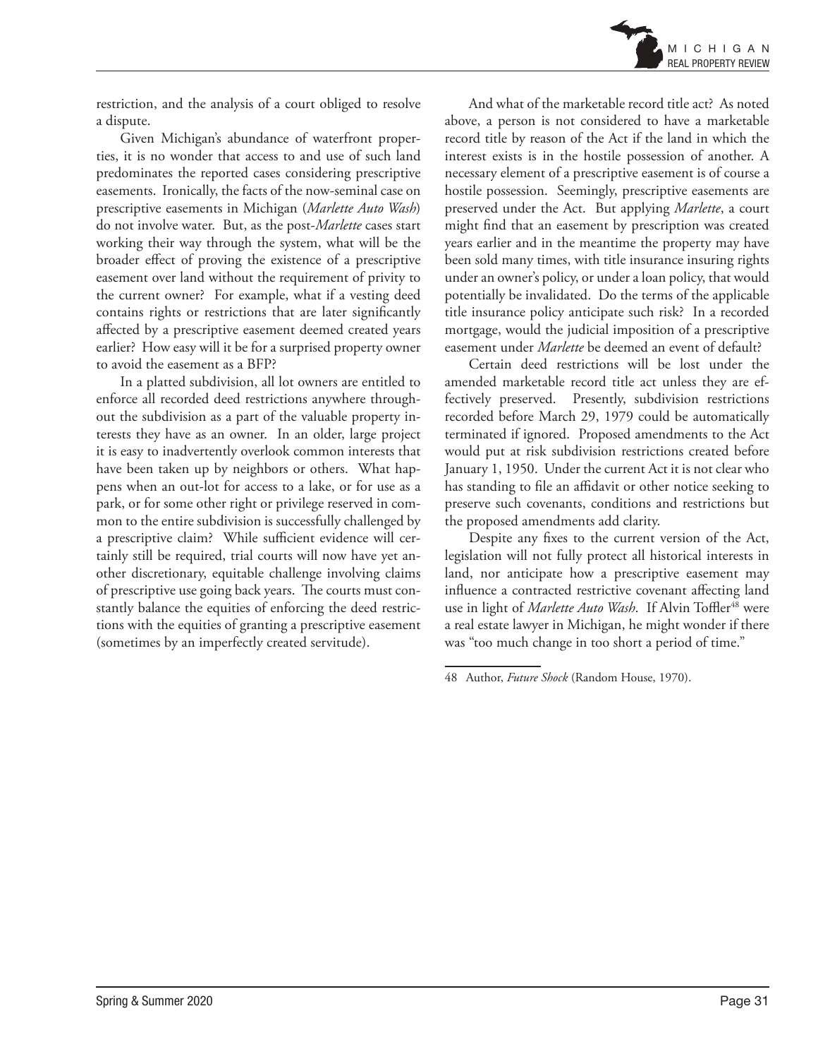restriction, and the analysis of a court obliged to resolve a dispute.

Given Michigan's abundance of waterfront properties, it is no wonder that access to and use of such land predominates the reported cases considering prescriptive easements. Ironically, the facts of the now-seminal case on prescriptive easements in Michigan (*Marlette Auto Wash*) do not involve water. But, as the post-*Marlette* cases start working their way through the system, what will be the broader effect of proving the existence of a prescriptive easement over land without the requirement of privity to the current owner? For example, what if a vesting deed contains rights or restrictions that are later significantly affected by a prescriptive easement deemed created years earlier? How easy will it be for a surprised property owner to avoid the easement as a BFP?

In a platted subdivision, all lot owners are entitled to enforce all recorded deed restrictions anywhere throughout the subdivision as a part of the valuable property interests they have as an owner. In an older, large project it is easy to inadvertently overlook common interests that have been taken up by neighbors or others. What happens when an out-lot for access to a lake, or for use as a park, or for some other right or privilege reserved in common to the entire subdivision is successfully challenged by a prescriptive claim? While sufficient evidence will certainly still be required, trial courts will now have yet another discretionary, equitable challenge involving claims of prescriptive use going back years. The courts must constantly balance the equities of enforcing the deed restrictions with the equities of granting a prescriptive easement (sometimes by an imperfectly created servitude).

And what of the marketable record title act? As noted above, a person is not considered to have a marketable record title by reason of the Act if the land in which the interest exists is in the hostile possession of another. A necessary element of a prescriptive easement is of course a hostile possession. Seemingly, prescriptive easements are preserved under the Act. But applying *Marlette*, a court might find that an easement by prescription was created years earlier and in the meantime the property may have been sold many times, with title insurance insuring rights under an owner's policy, or under a loan policy, that would potentially be invalidated. Do the terms of the applicable title insurance policy anticipate such risk? In a recorded mortgage, would the judicial imposition of a prescriptive easement under *Marlette* be deemed an event of default?

Certain deed restrictions will be lost under the amended marketable record title act unless they are effectively preserved. Presently, subdivision restrictions recorded before March 29, 1979 could be automatically terminated if ignored. Proposed amendments to the Act would put at risk subdivision restrictions created before January 1, 1950. Under the current Act it is not clear who has standing to file an affidavit or other notice seeking to preserve such covenants, conditions and restrictions but the proposed amendments add clarity.

Despite any fixes to the current version of the Act, legislation will not fully protect all historical interests in land, nor anticipate how a prescriptive easement may influence a contracted restrictive covenant affecting land use in light of *Marlette Auto Wash*. If Alvin Toffler[48] were a real estate lawyer in Michigan, he might wonder if there was "too much change in too short a period of time."

---

48 Author, *Future Shock* (Random House, 1970).